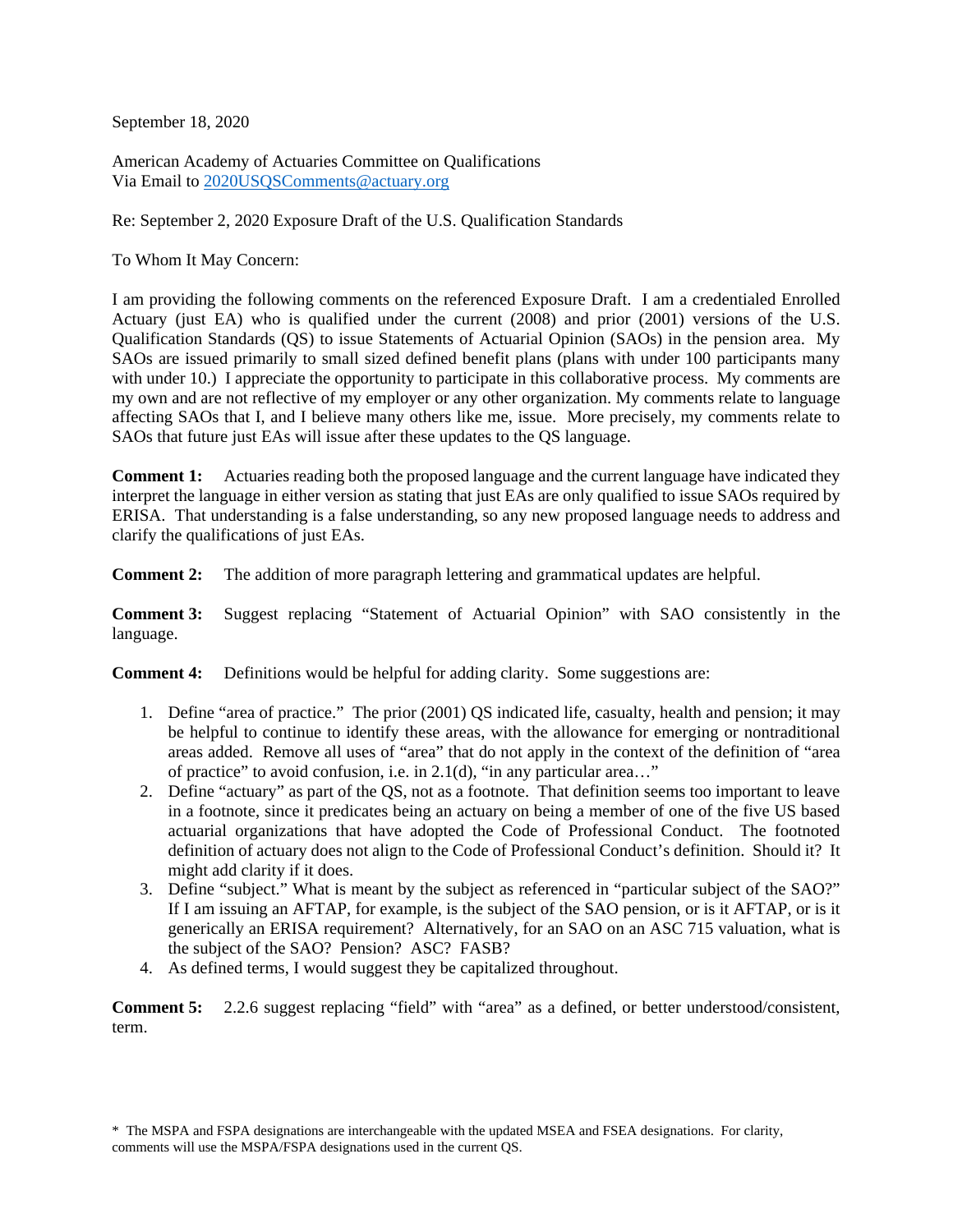September 18, 2020

American Academy of Actuaries Committee on Qualifications
Via Email to 2020USQSComments@actuary.org

Re: September 2, 2020 Exposure Draft of the U.S. Qualification Standards

To Whom It May Concern:

I am providing the following comments on the referenced Exposure Draft. I am a credentialed Enrolled Actuary (just EA) who is qualified under the current (2008) and prior (2001) versions of the U.S. Qualification Standards (QS) to issue Statements of Actuarial Opinion (SAOs) in the pension area. My SAOs are issued primarily to small sized defined benefit plans (plans with under 100 participants many with under 10.) I appreciate the opportunity to participate in this collaborative process. My comments are my own and are not reflective of my employer or any other organization. My comments relate to language affecting SAOs that I, and I believe many others like me, issue. More precisely, my comments relate to SAOs that future just EAs will issue after these updates to the QS language.

**Comment 1:** Actuaries reading both the proposed language and the current language have indicated they interpret the language in either version as stating that just EAs are only qualified to issue SAOs required by ERISA. That understanding is a false understanding, so any new proposed language needs to address and clarify the qualifications of just EAs.

**Comment 2:** The addition of more paragraph lettering and grammatical updates are helpful.

**Comment 3:** Suggest replacing "Statement of Actuarial Opinion" with SAO consistently in the language.

**Comment 4:** Definitions would be helpful for adding clarity. Some suggestions are:

1. Define "area of practice." The prior (2001) QS indicated life, casualty, health and pension; it may be helpful to continue to identify these areas, with the allowance for emerging or nontraditional areas added. Remove all uses of "area" that do not apply in the context of the definition of "area of practice" to avoid confusion, i.e. in 2.1(d), "in any particular area…"
2. Define "actuary" as part of the QS, not as a footnote. That definition seems too important to leave in a footnote, since it predicates being an actuary on being a member of one of the five US based actuarial organizations that have adopted the Code of Professional Conduct. The footnoted definition of actuary does not align to the Code of Professional Conduct's definition. Should it? It might add clarity if it does.
3. Define "subject." What is meant by the subject as referenced in "particular subject of the SAO?" If I am issuing an AFTAP, for example, is the subject of the SAO pension, or is it AFTAP, or is it generically an ERISA requirement? Alternatively, for an SAO on an ASC 715 valuation, what is the subject of the SAO? Pension? ASC? FASB?
4. As defined terms, I would suggest they be capitalized throughout.

**Comment 5:** 2.2.6 suggest replacing "field" with "area" as a defined, or better understood/consistent, term.

\* The MSPA and FSPA designations are interchangeable with the updated MSEA and FSEA designations. For clarity, comments will use the MSPA/FSPA designations used in the current QS.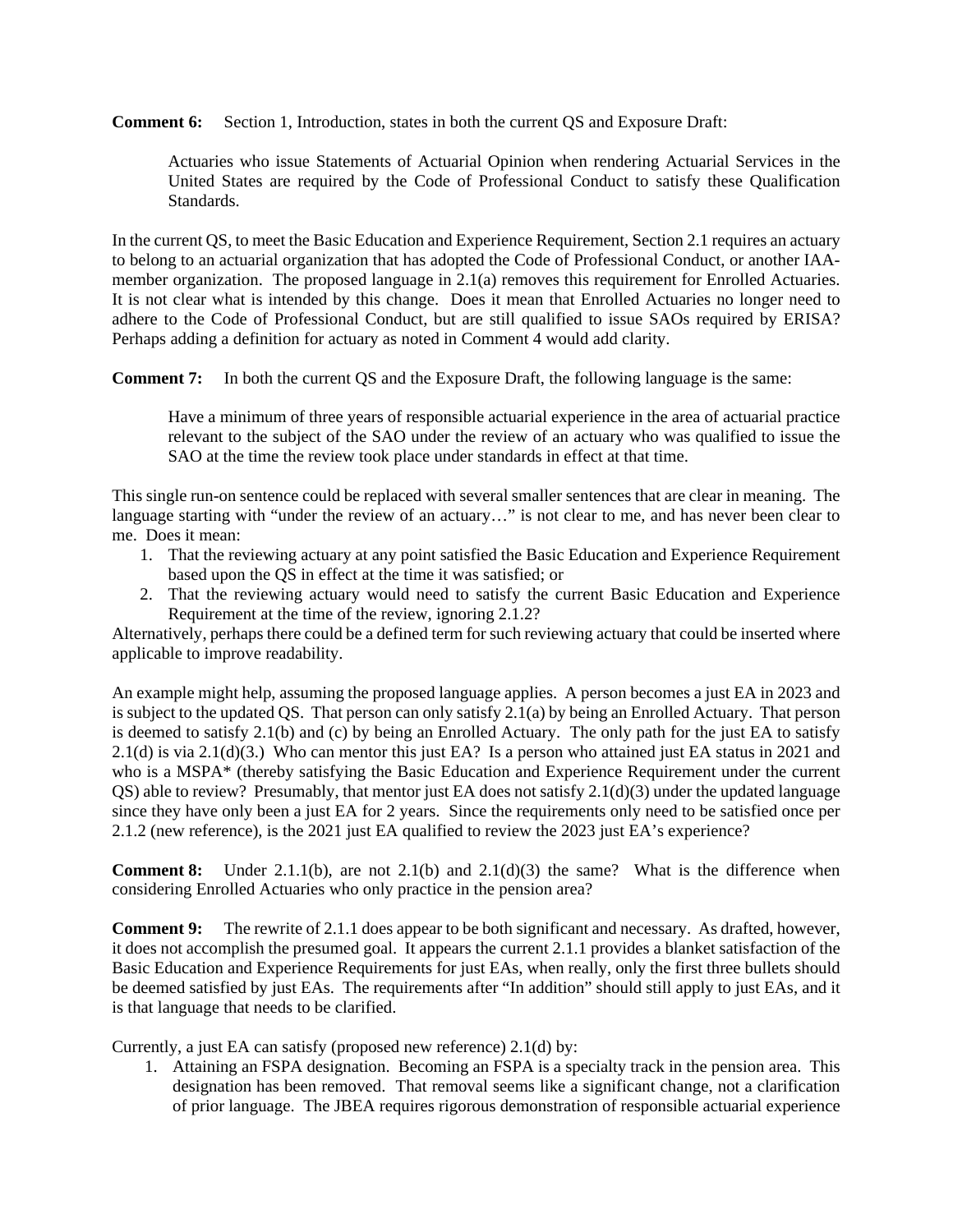**Comment 6:** Section 1, Introduction, states in both the current QS and Exposure Draft:

> Actuaries who issue Statements of Actuarial Opinion when rendering Actuarial Services in the United States are required by the Code of Professional Conduct to satisfy these Qualification Standards.

In the current QS, to meet the Basic Education and Experience Requirement, Section 2.1 requires an actuary to belong to an actuarial organization that has adopted the Code of Professional Conduct, or another IAA-member organization. The proposed language in 2.1(a) removes this requirement for Enrolled Actuaries. It is not clear what is intended by this change. Does it mean that Enrolled Actuaries no longer need to adhere to the Code of Professional Conduct, but are still qualified to issue SAOs required by ERISA? Perhaps adding a definition for actuary as noted in Comment 4 would add clarity.

**Comment 7:** In both the current QS and the Exposure Draft, the following language is the same:

> Have a minimum of three years of responsible actuarial experience in the area of actuarial practice relevant to the subject of the SAO under the review of an actuary who was qualified to issue the SAO at the time the review took place under standards in effect at that time.

This single run-on sentence could be replaced with several smaller sentences that are clear in meaning. The language starting with "under the review of an actuary…" is not clear to me, and has never been clear to me. Does it mean:

1. That the reviewing actuary at any point satisfied the Basic Education and Experience Requirement based upon the QS in effect at the time it was satisfied; or
2. That the reviewing actuary would need to satisfy the current Basic Education and Experience Requirement at the time of the review, ignoring 2.1.2?

Alternatively, perhaps there could be a defined term for such reviewing actuary that could be inserted where applicable to improve readability.

An example might help, assuming the proposed language applies. A person becomes a just EA in 2023 and is subject to the updated QS. That person can only satisfy 2.1(a) by being an Enrolled Actuary. That person is deemed to satisfy 2.1(b) and (c) by being an Enrolled Actuary. The only path for the just EA to satisfy 2.1(d) is via 2.1(d)(3.) Who can mentor this just EA? Is a person who attained just EA status in 2021 and who is a MSPA* (thereby satisfying the Basic Education and Experience Requirement under the current QS) able to review? Presumably, that mentor just EA does not satisfy 2.1(d)(3) under the updated language since they have only been a just EA for 2 years. Since the requirements only need to be satisfied once per 2.1.2 (new reference), is the 2021 just EA qualified to review the 2023 just EA's experience?

**Comment 8:** Under 2.1.1(b), are not 2.1(b) and 2.1(d)(3) the same? What is the difference when considering Enrolled Actuaries who only practice in the pension area?

**Comment 9:** The rewrite of 2.1.1 does appear to be both significant and necessary. As drafted, however, it does not accomplish the presumed goal. It appears the current 2.1.1 provides a blanket satisfaction of the Basic Education and Experience Requirements for just EAs, when really, only the first three bullets should be deemed satisfied by just EAs. The requirements after "In addition" should still apply to just EAs, and it is that language that needs to be clarified.

Currently, a just EA can satisfy (proposed new reference) 2.1(d) by:

1. Attaining an FSPA designation. Becoming an FSPA is a specialty track in the pension area. This designation has been removed. That removal seems like a significant change, not a clarification of prior language. The JBEA requires rigorous demonstration of responsible actuarial experience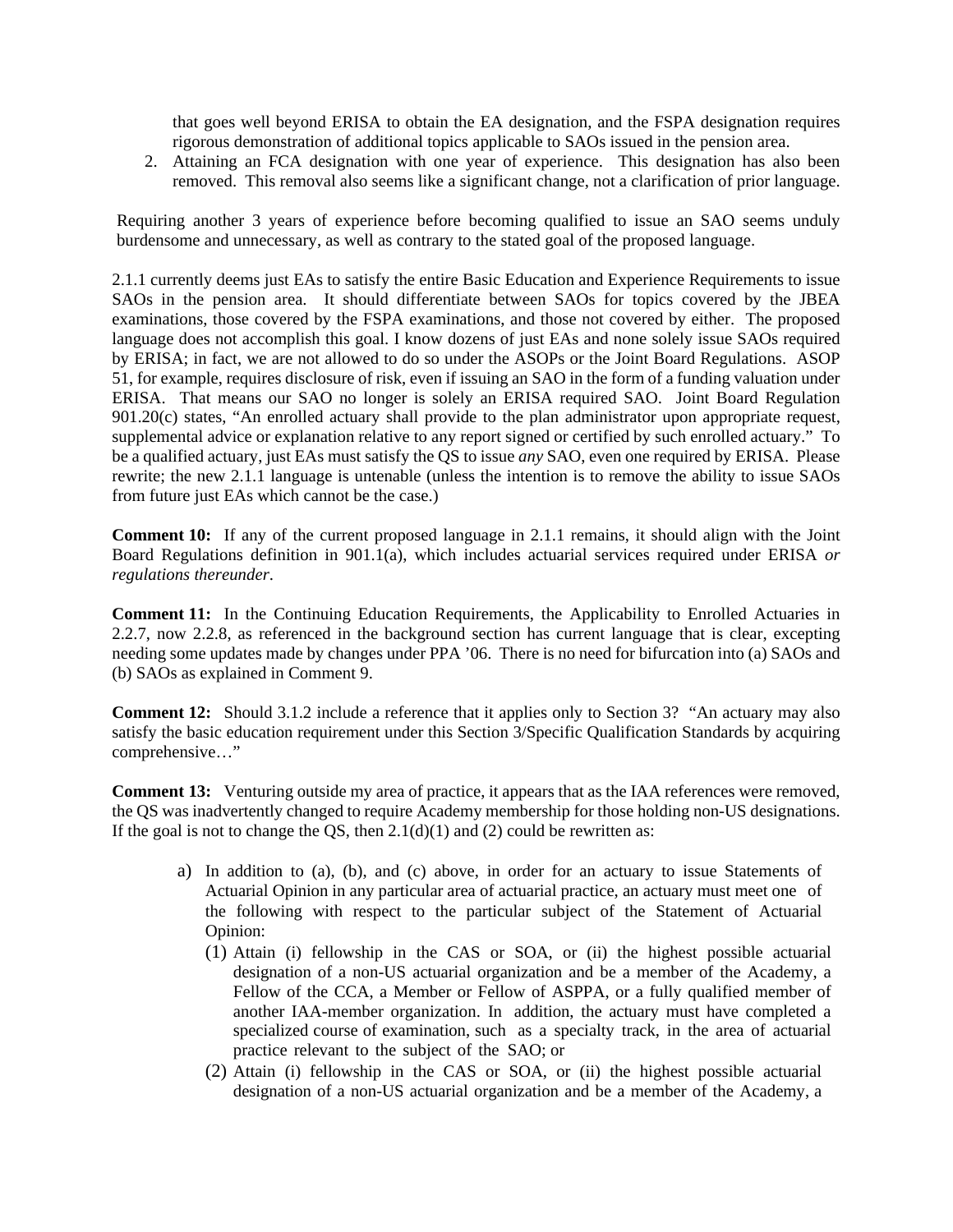that goes well beyond ERISA to obtain the EA designation, and the FSPA designation requires rigorous demonstration of additional topics applicable to SAOs issued in the pension area.

2. Attaining an FCA designation with one year of experience. This designation has also been removed. This removal also seems like a significant change, not a clarification of prior language.

Requiring another 3 years of experience before becoming qualified to issue an SAO seems unduly burdensome and unnecessary, as well as contrary to the stated goal of the proposed language.

2.1.1 currently deems just EAs to satisfy the entire Basic Education and Experience Requirements to issue SAOs in the pension area. It should differentiate between SAOs for topics covered by the JBEA examinations, those covered by the FSPA examinations, and those not covered by either. The proposed language does not accomplish this goal. I know dozens of just EAs and none solely issue SAOs required by ERISA; in fact, we are not allowed to do so under the ASOPs or the Joint Board Regulations. ASOP 51, for example, requires disclosure of risk, even if issuing an SAO in the form of a funding valuation under ERISA. That means our SAO no longer is solely an ERISA required SAO. Joint Board Regulation 901.20(c) states, "An enrolled actuary shall provide to the plan administrator upon appropriate request, supplemental advice or explanation relative to any report signed or certified by such enrolled actuary." To be a qualified actuary, just EAs must satisfy the QS to issue *any* SAO, even one required by ERISA. Please rewrite; the new 2.1.1 language is untenable (unless the intention is to remove the ability to issue SAOs from future just EAs which cannot be the case.)

**Comment 10:** If any of the current proposed language in 2.1.1 remains, it should align with the Joint Board Regulations definition in 901.1(a), which includes actuarial services required under ERISA *or regulations thereunder*.

**Comment 11:** In the Continuing Education Requirements, the Applicability to Enrolled Actuaries in 2.2.7, now 2.2.8, as referenced in the background section has current language that is clear, excepting needing some updates made by changes under PPA '06. There is no need for bifurcation into (a) SAOs and (b) SAOs as explained in Comment 9.

**Comment 12:** Should 3.1.2 include a reference that it applies only to Section 3? "An actuary may also satisfy the basic education requirement under this Section 3/Specific Qualification Standards by acquiring comprehensive…"

**Comment 13:** Venturing outside my area of practice, it appears that as the IAA references were removed, the QS was inadvertently changed to require Academy membership for those holding non-US designations. If the goal is not to change the QS, then 2.1(d)(1) and (2) could be rewritten as:

a) In addition to (a), (b), and (c) above, in order for an actuary to issue Statements of Actuarial Opinion in any particular area of actuarial practice, an actuary must meet one of the following with respect to the particular subject of the Statement of Actuarial Opinion:
   (1) Attain (i) fellowship in the CAS or SOA, or (ii) the highest possible actuarial designation of a non-US actuarial organization and be a member of the Academy, a Fellow of the CCA, a Member or Fellow of ASPPA, or a fully qualified member of another IAA-member organization. In addition, the actuary must have completed a specialized course of examination, such as a specialty track, in the area of actuarial practice relevant to the subject of the SAO; or
   (2) Attain (i) fellowship in the CAS or SOA, or (ii) the highest possible actuarial designation of a non-US actuarial organization and be a member of the Academy, a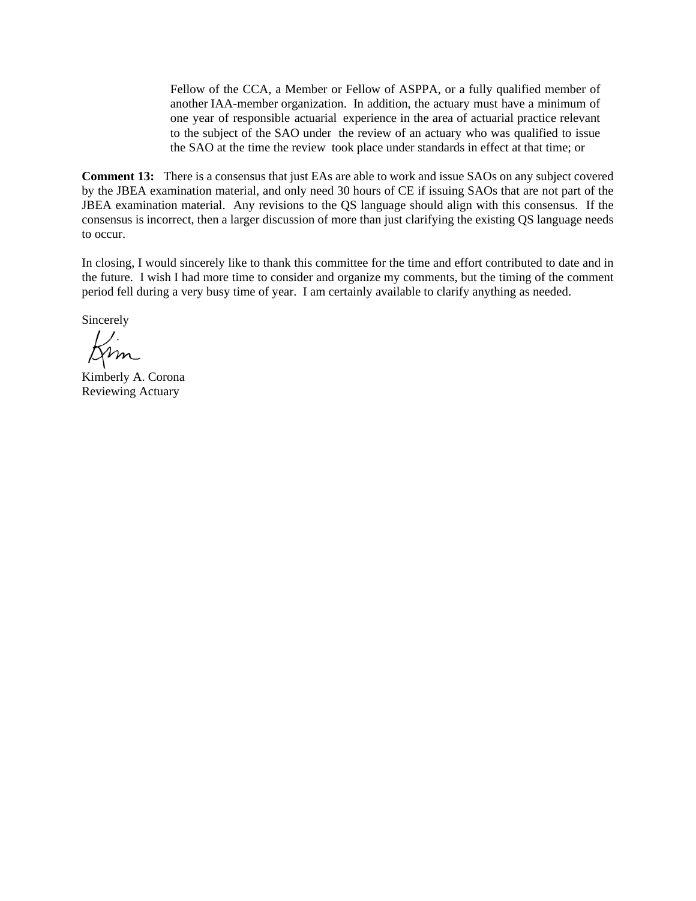> Fellow of the CCA, a Member or Fellow of ASPPA, or a fully qualified member of another IAA-member organization. In addition, the actuary must have a minimum of one year of responsible actuarial experience in the area of actuarial practice relevant to the subject of the SAO under the review of an actuary who was qualified to issue the SAO at the time the review took place under standards in effect at that time; or

**Comment 13:** There is a consensus that just EAs are able to work and issue SAOs on any subject covered by the JBEA examination material, and only need 30 hours of CE if issuing SAOs that are not part of the JBEA examination material. Any revisions to the QS language should align with this consensus. If the consensus is incorrect, then a larger discussion of more than just clarifying the existing QS language needs to occur.

In closing, I would sincerely like to thank this committee for the time and effort contributed to date and in the future. I wish I had more time to consider and organize my comments, but the timing of the comment period fell during a very busy time of year. I am certainly available to clarify anything as needed.

Sincerely

Kim

Kimberly A. Corona
Reviewing Actuary